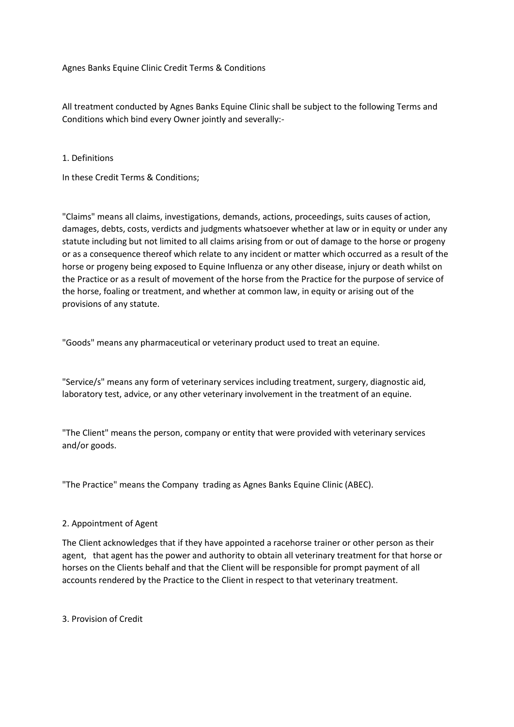# Agnes Banks Equine Clinic Credit Terms & Conditions

All treatment conducted by Agnes Banks Equine Clinic shall be subject to the following Terms and Conditions which bind every Owner jointly and severally:-

## 1. Definitions

In these Credit Terms & Conditions;

"Claims" means all claims, investigations, demands, actions, proceedings, suits causes of action, damages, debts, costs, verdicts and judgments whatsoever whether at law or in equity or under any statute including but not limited to all claims arising from or out of damage to the horse or progeny or as a consequence thereof which relate to any incident or matter which occurred as a result of the horse or progeny being exposed to Equine Influenza or any other disease, injury or death whilst on the Practice or as a result of movement of the horse from the Practice for the purpose of service of the horse, foaling or treatment, and whether at common law, in equity or arising out of the provisions of any statute.

"Goods" means any pharmaceutical or veterinary product used to treat an equine.

"Service/s" means any form of veterinary services including treatment, surgery, diagnostic aid, laboratory test, advice, or any other veterinary involvement in the treatment of an equine.

"The Client" means the person, company or entity that were provided with veterinary services and/or goods.

"The Practice" means the Company trading as Agnes Banks Equine Clinic (ABEC).

## 2. Appointment of Agent

The Client acknowledges that if they have appointed a racehorse trainer or other person as their agent, that agent has the power and authority to obtain all veterinary treatment for that horse or horses on the Clients behalf and that the Client will be responsible for prompt payment of all accounts rendered by the Practice to the Client in respect to that veterinary treatment.

## 3. Provision of Credit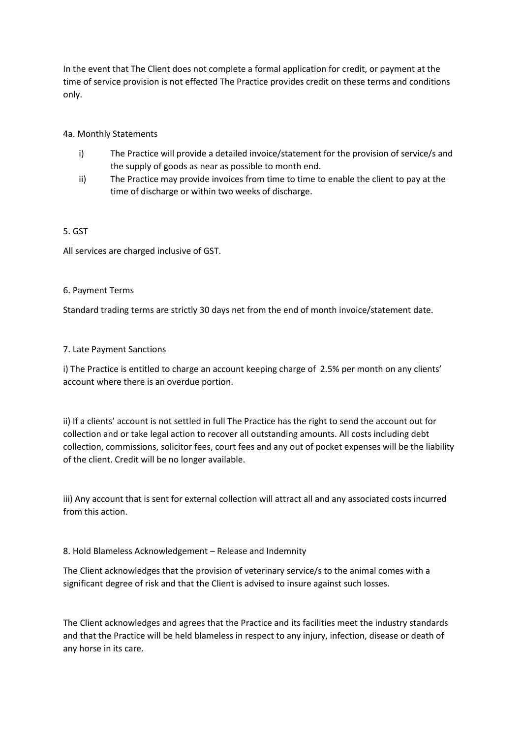In the event that The Client does not complete a formal application for credit, or payment at the time of service provision is not effected The Practice provides credit on these terms and conditions only.

4a. Monthly Statements

i) The Practice will provide a detailed invoice/statement for the provision of service/s and the supply of goods as near as possible to month end.

ii) The Practice may provide invoices from time to time to enable the client to pay at the time of discharge or within two weeks of discharge.

5. GST

All services are charged inclusive of GST.

6. Payment Terms

Standard trading terms are strictly 30 days net from the end of month invoice/statement date.

7. Late Payment Sanctions

i) The Practice is entitled to charge an account keeping charge of 2.5% per month on any clients' account where there is an overdue portion.

ii) If a clients' account is not settled in full The Practice has the right to send the account out for collection and or take legal action to recover all outstanding amounts. All costs including debt collection, commissions, solicitor fees, court fees and any out of pocket expenses will be the liability of the client. Credit will be no longer available.

iii) Any account that is sent for external collection will attract all and any associated costs incurred from this action.

8. Hold Blameless Acknowledgement – Release and Indemnity

The Client acknowledges that the provision of veterinary service/s to the animal comes with a significant degree of risk and that the Client is advised to insure against such losses.

The Client acknowledges and agrees that the Practice and its facilities meet the industry standards and that the Practice will be held blameless in respect to any injury, infection, disease or death of any horse in its care.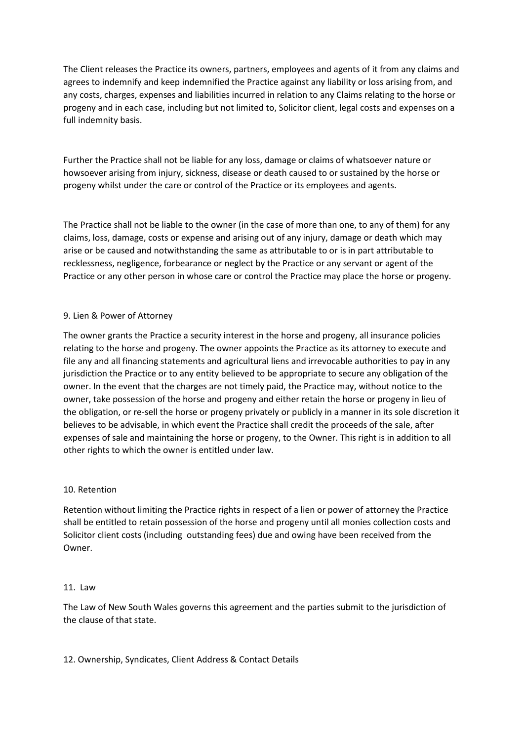The Client releases the Practice its owners, partners, employees and agents of it from any claims and agrees to indemnify and keep indemnified the Practice against any liability or loss arising from, and any costs, charges, expenses and liabilities incurred in relation to any Claims relating to the horse or progeny and in each case, including but not limited to, Solicitor client, legal costs and expenses on a full indemnity basis.

Further the Practice shall not be liable for any loss, damage or claims of whatsoever nature or howsoever arising from injury, sickness, disease or death caused to or sustained by the horse or progeny whilst under the care or control of the Practice or its employees and agents.

The Practice shall not be liable to the owner (in the case of more than one, to any of them) for any claims, loss, damage, costs or expense and arising out of any injury, damage or death which may arise or be caused and notwithstanding the same as attributable to or is in part attributable to recklessness, negligence, forbearance or neglect by the Practice or any servant or agent of the Practice or any other person in whose care or control the Practice may place the horse or progeny.

9. Lien & Power of Attorney

The owner grants the Practice a security interest in the horse and progeny, all insurance policies relating to the horse and progeny. The owner appoints the Practice as its attorney to execute and file any and all financing statements and agricultural liens and irrevocable authorities to pay in any jurisdiction the Practice or to any entity believed to be appropriate to secure any obligation of the owner. In the event that the charges are not timely paid, the Practice may, without notice to the owner, take possession of the horse and progeny and either retain the horse or progeny in lieu of the obligation, or re-sell the horse or progeny privately or publicly in a manner in its sole discretion it believes to be advisable, in which event the Practice shall credit the proceeds of the sale, after expenses of sale and maintaining the horse or progeny, to the Owner. This right is in addition to all other rights to which the owner is entitled under law.

10. Retention

Retention without limiting the Practice rights in respect of a lien or power of attorney the Practice shall be entitled to retain possession of the horse and progeny until all monies collection costs and Solicitor client costs (including outstanding fees) due and owing have been received from the Owner.

11. Law

The Law of New South Wales governs this agreement and the parties submit to the jurisdiction of the clause of that state.

12. Ownership, Syndicates, Client Address & Contact Details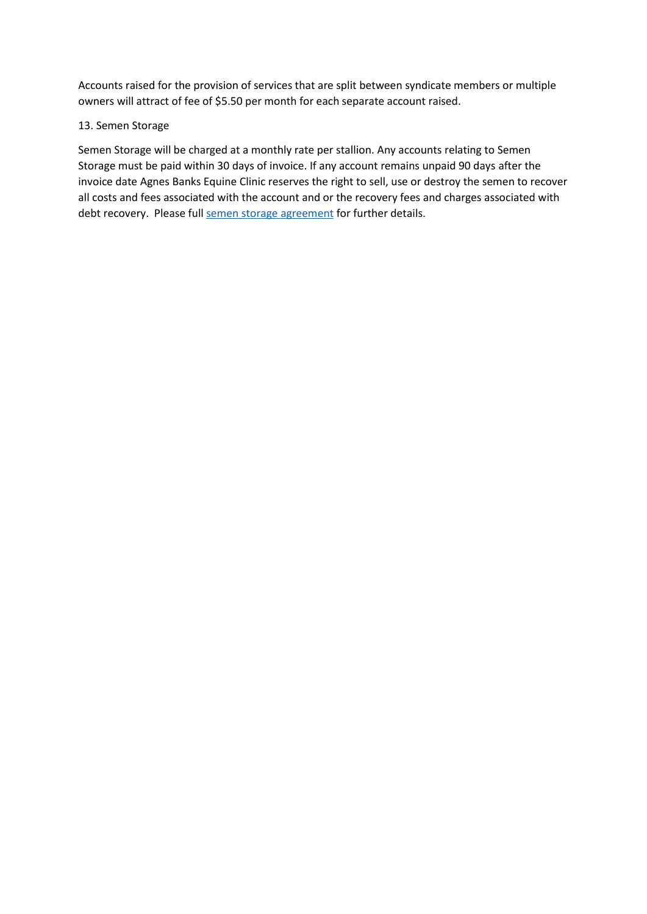Accounts raised for the provision of services that are split between syndicate members or multiple owners will attract of fee of $5.50 per month for each separate account raised.

13. Semen Storage

Semen Storage will be charged at a monthly rate per stallion. Any accounts relating to Semen Storage must be paid within 30 days of invoice. If any account remains unpaid 90 days after the invoice date Agnes Banks Equine Clinic reserves the right to sell, use or destroy the semen to recover all costs and fees associated with the account and or the recovery fees and charges associated with debt recovery. Please full semen storage agreement for further details.